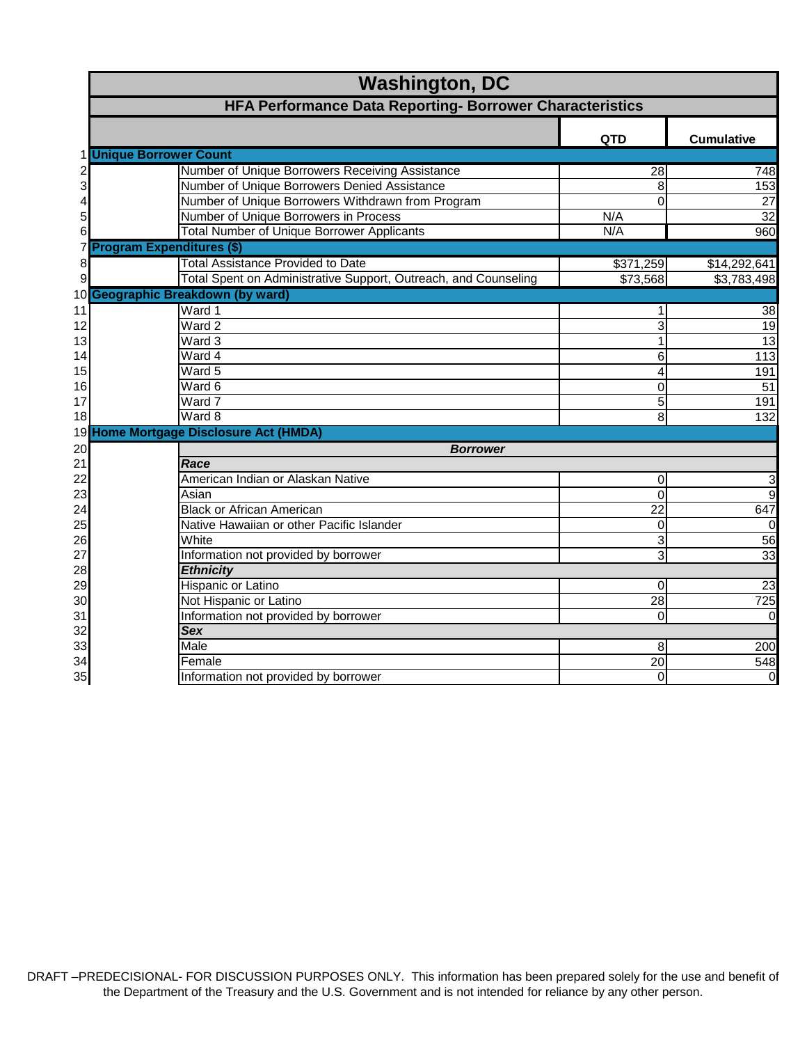# Washington, DC

## HFA Performance Data Reporting- Borrower Characteristics

| # | | | QTD | Cumulative |
|---|---|---|---|---|
| 1 | **Unique Borrower Count** | | | |
| 2 | | Number of Unique Borrowers Receiving Assistance | 28 | 748 |
| 3 | | Number of Unique Borrowers Denied Assistance | 8 | 153 |
| 4 | | Number of Unique Borrowers Withdrawn from Program | 0 | 27 |
| 5 | | Number of Unique Borrowers in Process | N/A | 32 |
| 6 | | Total Number of Unique Borrower Applicants | N/A | 960 |
| 7 | **Program Expenditures ($)** | | | |
| 8 | | Total Assistance Provided to Date | $371,259 | $14,292,641 |
| 9 | | Total Spent on Administrative Support, Outreach, and Counseling | $73,568 | $3,783,498 |
| 10 | **Geographic Breakdown (by ward)** | | | |
| 11 | | Ward 1 | 1 | 38 |
| 12 | | Ward 2 | 3 | 19 |
| 13 | | Ward 3 | 1 | 13 |
| 14 | | Ward 4 | 6 | 113 |
| 15 | | Ward 5 | 4 | 191 |
| 16 | | Ward 6 | 0 | 51 |
| 17 | | Ward 7 | 5 | 191 |
| 18 | | Ward 8 | 8 | 132 |
| 19 | **Home Mortgage Disclosure Act (HMDA)** | | | |
| 20 | | ***Borrower*** | | |
| 21 | | ***Race*** | | |
| 22 | | American Indian or Alaskan Native | 0 | 3 |
| 23 | | Asian | 0 | 9 |
| 24 | | Black or African American | 22 | 647 |
| 25 | | Native Hawaiian or other Pacific Islander | 0 | 0 |
| 26 | | White | 3 | 56 |
| 27 | | Information not provided by borrower | 3 | 33 |
| 28 | | ***Ethnicity*** | | |
| 29 | | Hispanic or Latino | 0 | 23 |
| 30 | | Not Hispanic or Latino | 28 | 725 |
| 31 | | Information not provided by borrower | 0 | 0 |
| 32 | | ***Sex*** | | |
| 33 | | Male | 8 | 200 |
| 34 | | Female | 20 | 548 |
| 35 | | Information not provided by borrower | 0 | 0 |

DRAFT –PREDECISIONAL- FOR DISCUSSION PURPOSES ONLY. This information has been prepared solely for the use and benefit of the Department of the Treasury and the U.S. Government and is not intended for reliance by any other person.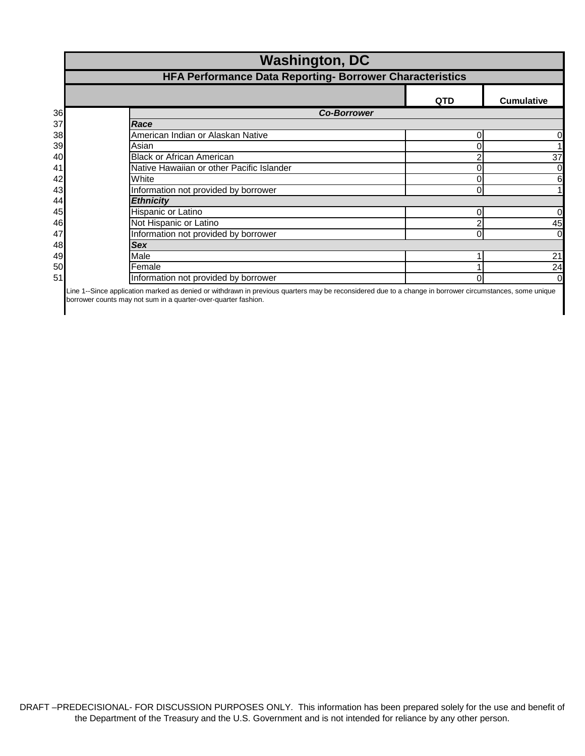# Washington, DC

## HFA Performance Data Reporting- Borrower Characteristics

| Line | | QTD | Cumulative |
|---|---|---|---|
| 36 | ***Co-Borrower*** | | |
| 37 | ***Race*** | | |
| 38 | American Indian or Alaskan Native | 0 | 0 |
| 39 | Asian | 0 | 1 |
| 40 | Black or African American | 2 | 37 |
| 41 | Native Hawaiian or other Pacific Islander | 0 | 0 |
| 42 | White | 0 | 6 |
| 43 | Information not provided by borrower | 0 | 1 |
| 44 | ***Ethnicity*** | | |
| 45 | Hispanic or Latino | 0 | 0 |
| 46 | Not Hispanic or Latino | 2 | 45 |
| 47 | Information not provided by borrower | 0 | 0 |
| 48 | ***Sex*** | | |
| 49 | Male | 1 | 21 |
| 50 | Female | 1 | 24 |
| 51 | Information not provided by borrower | 0 | 0 |

Line 1--Since application marked as denied or withdrawn in previous quarters may be reconsidered due to a change in borrower circumstances, some unique borrower counts may not sum in a quarter-over-quarter fashion.

DRAFT –PREDECISIONAL- FOR DISCUSSION PURPOSES ONLY. This information has been prepared solely for the use and benefit of the Department of the Treasury and the U.S. Government and is not intended for reliance by any other person.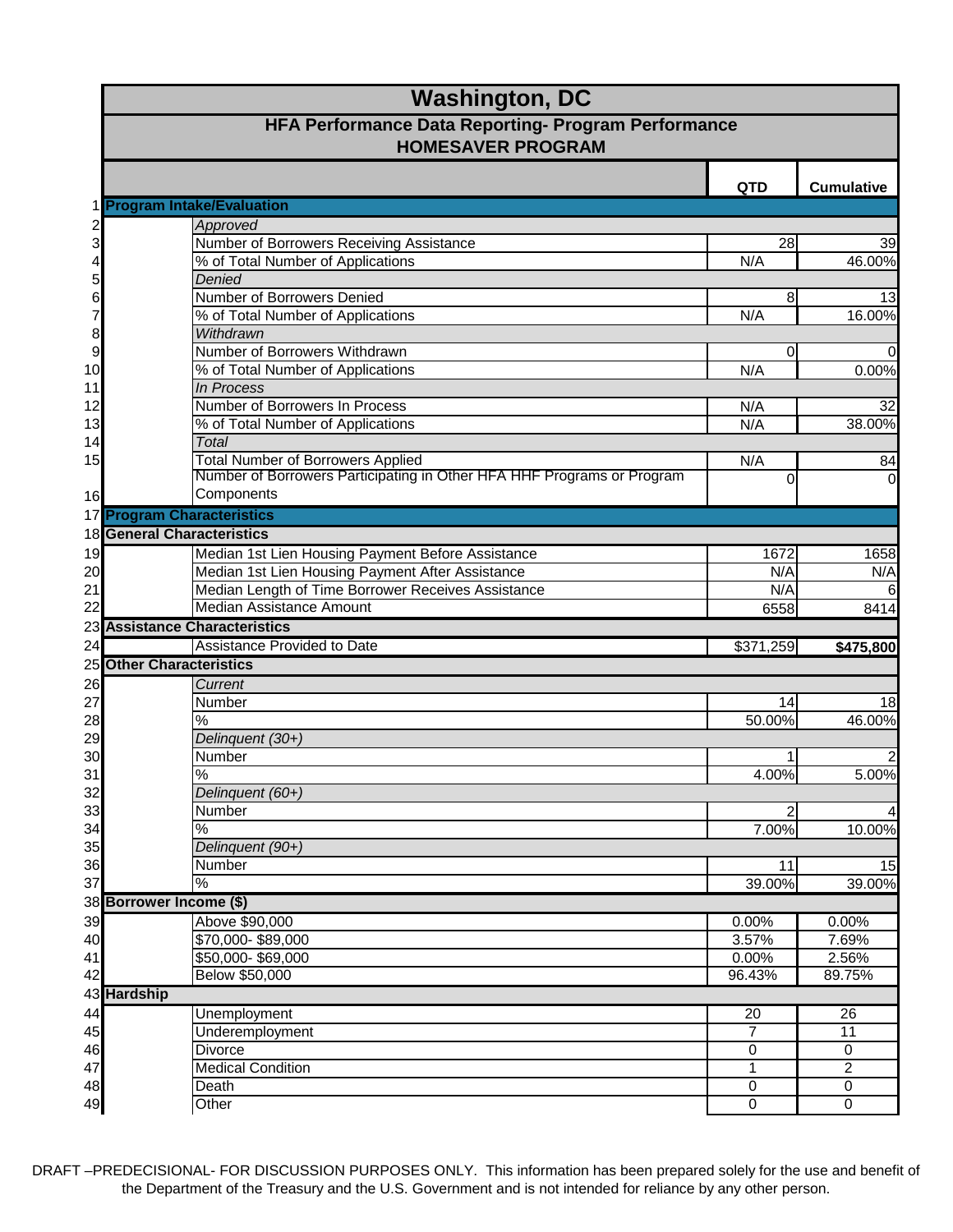# Washington, DC

## HFA Performance Data Reporting- Program Performance
## HOMESAVER PROGRAM

| # | | | QTD | Cumulative |
|---|---|---|---|---|
| 1 | **Program Intake/Evaluation** | | | |
| 2 | | *Approved* | | |
| 3 | | Number of Borrowers Receiving Assistance | 28 | 39 |
| 4 | | % of Total Number of Applications | N/A | 46.00% |
| 5 | | *Denied* | | |
| 6 | | Number of Borrowers Denied | 8 | 13 |
| 7 | | % of Total Number of Applications | N/A | 16.00% |
| 8 | | *Withdrawn* | | |
| 9 | | Number of Borrowers Withdrawn | 0 | 0 |
| 10 | | % of Total Number of Applications | N/A | 0.00% |
| 11 | | *In Process* | | |
| 12 | | Number of Borrowers In Process | N/A | 32 |
| 13 | | % of Total Number of Applications | N/A | 38.00% |
| 14 | | *Total* | | |
| 15 | | Total Number of Borrowers Applied | N/A | 84 |
| 16 | | Number of Borrowers Participating in Other HFA HHF Programs or Program Components | 0 | 0 |
| 17 | **Program Characteristics** | | | |
| 18 | **General Characteristics** | | | |
| 19 | | Median 1st Lien Housing Payment Before Assistance | 1672 | 1658 |
| 20 | | Median 1st Lien Housing Payment After Assistance | N/A | N/A |
| 21 | | Median Length of Time Borrower Receives Assistance | N/A | 6 |
| 22 | | Median Assistance Amount | 6558 | 8414 |
| 23 | **Assistance Characteristics** | | | |
| 24 | | Assistance Provided to Date | $371,259 | **$475,800** |
| 25 | **Other Characteristics** | | | |
| 26 | | *Current* | | |
| 27 | | Number | 14 | 18 |
| 28 | | % | 50.00% | 46.00% |
| 29 | | *Delinquent (30+)* | | |
| 30 | | Number | 1 | 2 |
| 31 | | % | 4.00% | 5.00% |
| 32 | | *Delinquent (60+)* | | |
| 33 | | Number | 2 | 4 |
| 34 | | % | 7.00% | 10.00% |
| 35 | | *Delinquent (90+)* | | |
| 36 | | Number | 11 | 15 |
| 37 | | % | 39.00% | 39.00% |
| 38 | **Borrower Income ($)** | | | |
| 39 | | Above $90,000 | 0.00% | 0.00% |
| 40 | | $70,000- $89,000 | 3.57% | 7.69% |
| 41 | | $50,000- $69,000 | 0.00% | 2.56% |
| 42 | | Below $50,000 | 96.43% | 89.75% |
| 43 | **Hardship** | | | |
| 44 | | Unemployment | 20 | 26 |
| 45 | | Underemployment | 7 | 11 |
| 46 | | Divorce | 0 | 0 |
| 47 | | Medical Condition | 1 | 2 |
| 48 | | Death | 0 | 0 |
| 49 | | Other | 0 | 0 |

DRAFT –PREDECISIONAL- FOR DISCUSSION PURPOSES ONLY. This information has been prepared solely for the use and benefit of the Department of the Treasury and the U.S. Government and is not intended for reliance by any other person.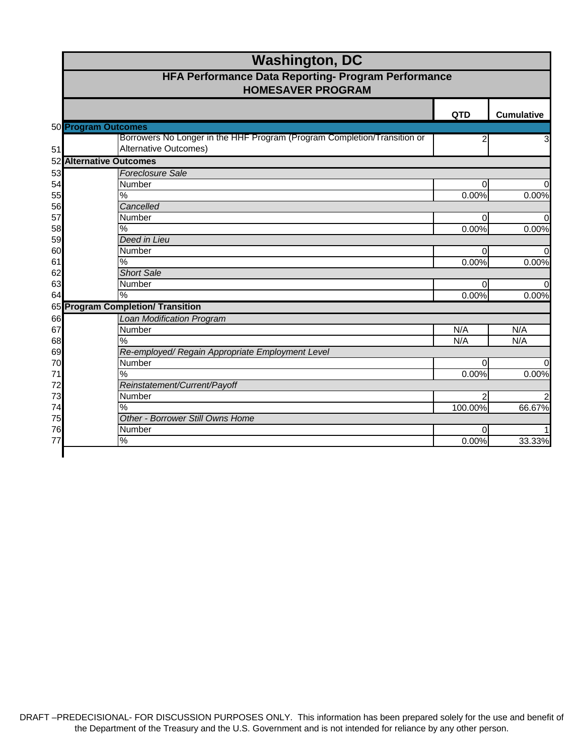# Washington, DC

## HFA Performance Data Reporting- Program Performance
## HOMESAVER PROGRAM

| Row | | | QTD | Cumulative |
|---|---|---|---|---|
| 50 | **Program Outcomes** | | | |
| 51 | | Borrowers No Longer in the HHF Program (Program Completion/Transition or Alternative Outcomes) | 2 | 3 |
| 52 | **Alternative Outcomes** | | | |
| 53 | | *Foreclosure Sale* | | |
| 54 | | Number | 0 | 0 |
| 55 | | % | 0.00% | 0.00% |
| 56 | | *Cancelled* | | |
| 57 | | Number | 0 | 0 |
| 58 | | % | 0.00% | 0.00% |
| 59 | | *Deed in Lieu* | | |
| 60 | | Number | 0 | 0 |
| 61 | | % | 0.00% | 0.00% |
| 62 | | *Short Sale* | | |
| 63 | | Number | 0 | 0 |
| 64 | | % | 0.00% | 0.00% |
| 65 | **Program Completion/ Transition** | | | |
| 66 | | *Loan Modification Program* | | |
| 67 | | Number | N/A | N/A |
| 68 | | % | N/A | N/A |
| 69 | | *Re-employed/ Regain Appropriate Employment Level* | | |
| 70 | | Number | 0 | 0 |
| 71 | | % | 0.00% | 0.00% |
| 72 | | *Reinstatement/Current/Payoff* | | |
| 73 | | Number | 2 | 2 |
| 74 | | % | 100.00% | 66.67% |
| 75 | | *Other - Borrower Still Owns Home* | | |
| 76 | | Number | 0 | 1 |
| 77 | | % | 0.00% | 33.33% |

DRAFT –PREDECISIONAL- FOR DISCUSSION PURPOSES ONLY. This information has been prepared solely for the use and benefit of the Department of the Treasury and the U.S. Government and is not intended for reliance by any other person.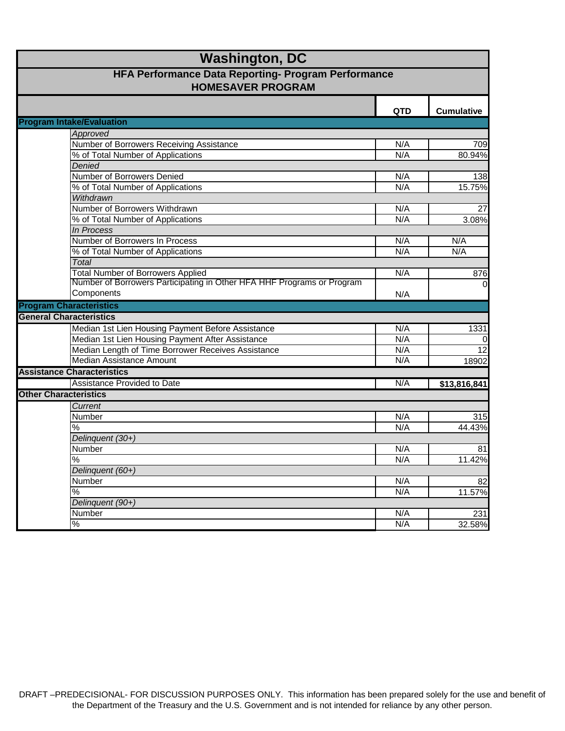# Washington, DC

## HFA Performance Data Reporting- Program Performance

### HOMESAVER PROGRAM

| | | QTD | Cumulative |
|---|---|---|---|
| **Program Intake/Evaluation** | | | |
| | *Approved* | | |
| | Number of Borrowers Receiving Assistance | N/A | 709 |
| | % of Total Number of Applications | N/A | 80.94% |
| | *Denied* | | |
| | Number of Borrowers Denied | N/A | 138 |
| | % of Total Number of Applications | N/A | 15.75% |
| | *Withdrawn* | | |
| | Number of Borrowers Withdrawn | N/A | 27 |
| | % of Total Number of Applications | N/A | 3.08% |
| | *In Process* | | |
| | Number of Borrowers In Process | N/A | N/A |
| | % of Total Number of Applications | N/A | N/A |
| | *Total* | | |
| | Total Number of Borrowers Applied | N/A | 876 |
| | Number of Borrowers Participating in Other HFA HHF Programs or Program Components | N/A | 0 |
| **Program Characteristics** | | | |
| **General Characteristics** | | | |
| | Median 1st Lien Housing Payment Before Assistance | N/A | 1331 |
| | Median 1st Lien Housing Payment After Assistance | N/A | 0 |
| | Median Length of Time Borrower Receives Assistance | N/A | 12 |
| | Median Assistance Amount | N/A | 18902 |
| **Assistance Characteristics** | | | |
| | Assistance Provided to Date | N/A | **$13,816,841** |
| **Other Characteristics** | | | |
| | *Current* | | |
| | Number | N/A | 315 |
| | % | N/A | 44.43% |
| | *Delinquent (30+)* | | |
| | Number | N/A | 81 |
| | % | N/A | 11.42% |
| | *Delinquent (60+)* | | |
| | Number | N/A | 82 |
| | % | N/A | 11.57% |
| | *Delinquent (90+)* | | |
| | Number | N/A | 231 |
| | % | N/A | 32.58% |

DRAFT –PREDECISIONAL- FOR DISCUSSION PURPOSES ONLY. This information has been prepared solely for the use and benefit of the Department of the Treasury and the U.S. Government and is not intended for reliance by any other person.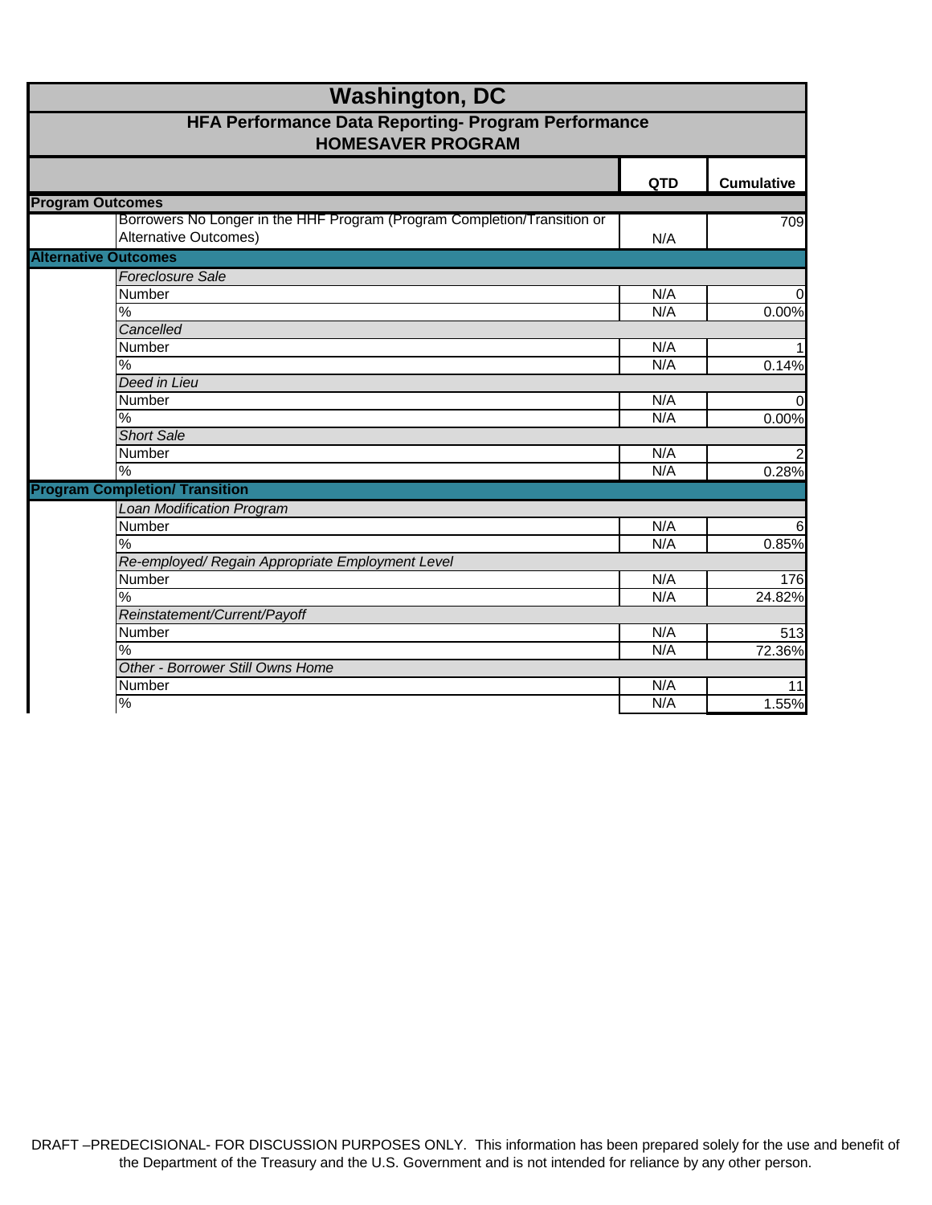# Washington, DC

## HFA Performance Data Reporting- Program Performance

## HOMESAVER PROGRAM

| | | QTD | Cumulative |
|---|---|---|---|
| **Program Outcomes** | | | |
| | Borrowers No Longer in the HHF Program (Program Completion/Transition or Alternative Outcomes) | N/A | 709 |
| **Alternative Outcomes** | | | |
| | *Foreclosure Sale* | | |
| | Number | N/A | 0 |
| | % | N/A | 0.00% |
| | *Cancelled* | | |
| | Number | N/A | 1 |
| | % | N/A | 0.14% |
| | *Deed in Lieu* | | |
| | Number | N/A | 0 |
| | % | N/A | 0.00% |
| | *Short Sale* | | |
| | Number | N/A | 2 |
| | % | N/A | 0.28% |
| **Program Completion/ Transition** | | | |
| | *Loan Modification Program* | | |
| | Number | N/A | 6 |
| | % | N/A | 0.85% |
| | *Re-employed/ Regain Appropriate Employment Level* | | |
| | Number | N/A | 176 |
| | % | N/A | 24.82% |
| | *Reinstatement/Current/Payoff* | | |
| | Number | N/A | 513 |
| | % | N/A | 72.36% |
| | *Other - Borrower Still Owns Home* | | |
| | Number | N/A | 11 |
| | % | N/A | 1.55% |

DRAFT –PREDECISIONAL- FOR DISCUSSION PURPOSES ONLY. This information has been prepared solely for the use and benefit of the Department of the Treasury and the U.S. Government and is not intended for reliance by any other person.